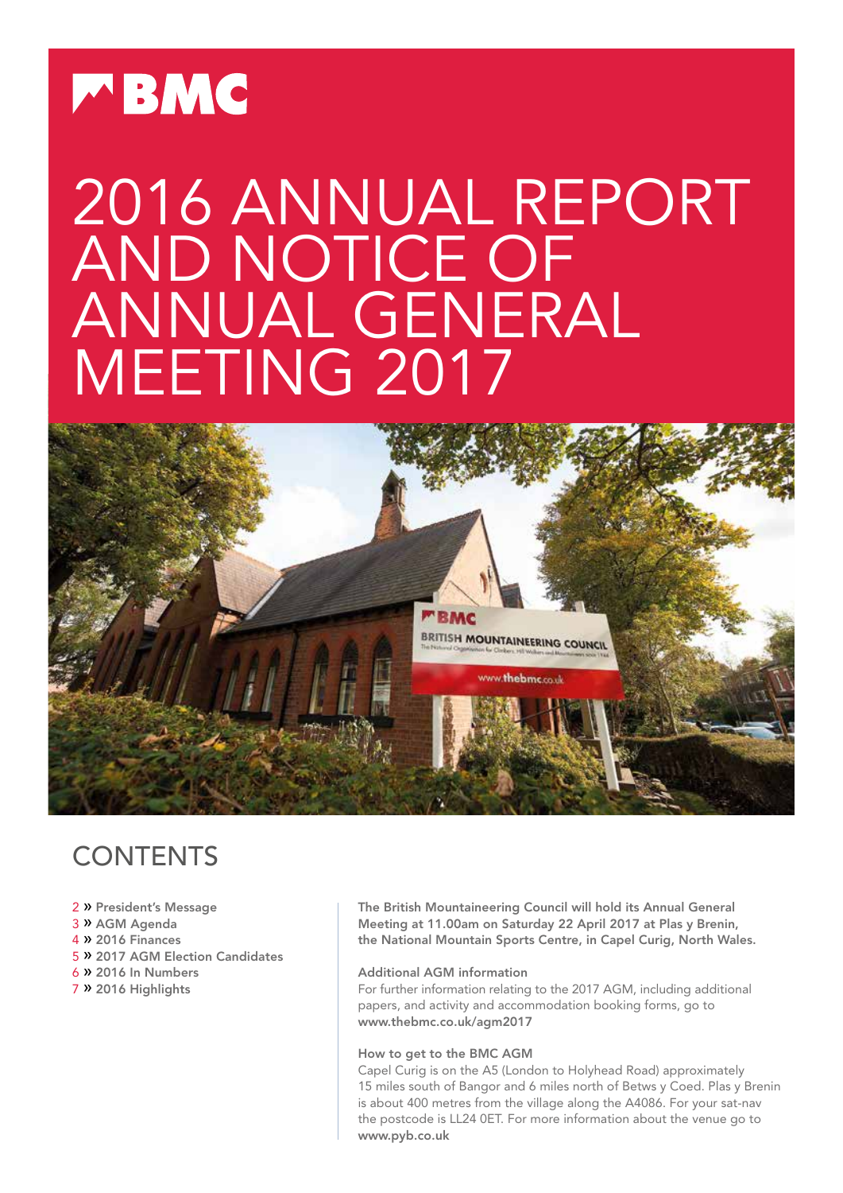BMC

# 2016 ANNUAL REPORT AND NOTICE OF ANNUAL GENERAL MEETING 2017

## CONTENTS

- 2 » President's Message
- 3 » AGM Agenda
- 4 » 2016 Finances
- 5 » 2017 AGM Election Candidates
- 6 » 2016 In Numbers
- 7 » 2016 Highlights

**The British Mountaineering Council will hold its Annual General Meeting at 11.00am on Saturday 22 April 2017 at Plas y Brenin, the National Mountain Sports Centre, in Capel Curig, North Wales.**

**Additional AGM information**

For further information relating to the 2017 AGM, including additional papers, and activity and accommodation booking forms, go to **www.thebmc.co.uk/agm2017**

**How to get to the BMC AGM**

Capel Curig is on the A5 (London to Holyhead Road) approximately 15 miles south of Bangor and 6 miles north of Betws y Coed. Plas y Brenin is about 400 metres from the village along the A4086. For your sat-nav the postcode is LL24 0ET. For more information about the venue go to **www.pyb.co.uk**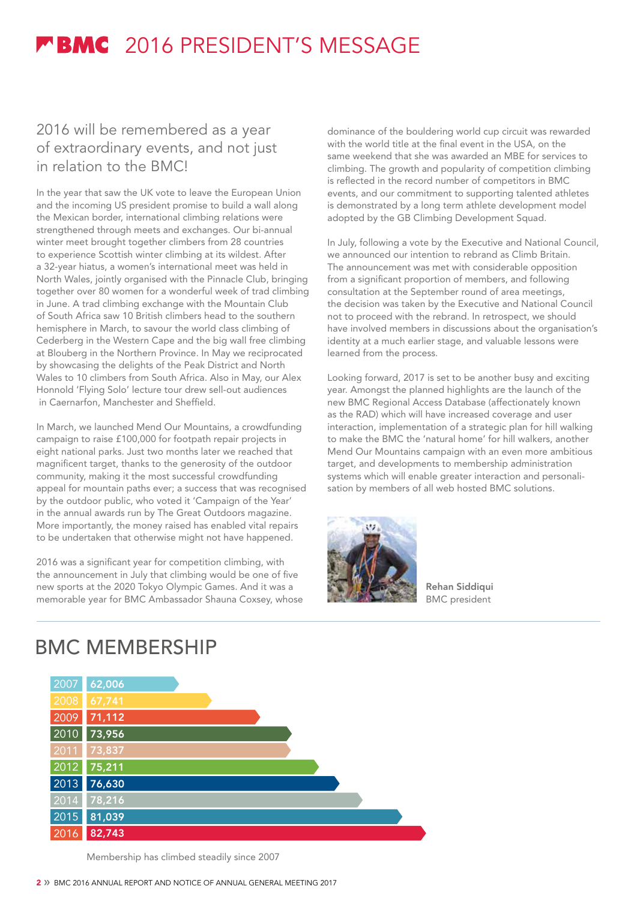# BMC 2016 PRESIDENT'S MESSAGE

## 2016 will be remembered as a year of extraordinary events, and not just in relation to the BMC!

In the year that saw the UK vote to leave the European Union and the incoming US president promise to build a wall along the Mexican border, international climbing relations were strengthened through meets and exchanges. Our bi-annual winter meet brought together climbers from 28 countries to experience Scottish winter climbing at its wildest. After a 32-year hiatus, a women's international meet was held in North Wales, jointly organised with the Pinnacle Club, bringing together over 80 women for a wonderful week of trad climbing in June. A trad climbing exchange with the Mountain Club of South Africa saw 10 British climbers head to the southern hemisphere in March, to savour the world class climbing of Cederberg in the Western Cape and the big wall free climbing at Blouberg in the Northern Province. In May we reciprocated by showcasing the delights of the Peak District and North Wales to 10 climbers from South Africa. Also in May, our Alex Honnold 'Flying Solo' lecture tour drew sell-out audiences in Caernarfon, Manchester and Sheffield.

In March, we launched Mend Our Mountains, a crowdfunding campaign to raise £100,000 for footpath repair projects in eight national parks. Just two months later we reached that magnificent target, thanks to the generosity of the outdoor community, making it the most successful crowdfunding appeal for mountain paths ever; a success that was recognised by the outdoor public, who voted it 'Campaign of the Year' in the annual awards run by The Great Outdoors magazine. More importantly, the money raised has enabled vital repairs to be undertaken that otherwise might not have happened.

2016 was a significant year for competition climbing, with the announcement in July that climbing would be one of five new sports at the 2020 Tokyo Olympic Games. And it was a memorable year for BMC Ambassador Shauna Coxsey, whose dominance of the bouldering world cup circuit was rewarded with the world title at the final event in the USA, on the same weekend that she was awarded an MBE for services to climbing. The growth and popularity of competition climbing is reflected in the record number of competitors in BMC events, and our commitment to supporting talented athletes is demonstrated by a long term athlete development model adopted by the GB Climbing Development Squad.

In July, following a vote by the Executive and National Council, we announced our intention to rebrand as Climb Britain. The announcement was met with considerable opposition from a significant proportion of members, and following consultation at the September round of area meetings, the decision was taken by the Executive and National Council not to proceed with the rebrand. In retrospect, we should have involved members in discussions about the organisation's identity at a much earlier stage, and valuable lessons were learned from the process.

Looking forward, 2017 is set to be another busy and exciting year. Amongst the planned highlights are the launch of the new BMC Regional Access Database (affectionately known as the RAD) which will have increased coverage and user interaction, implementation of a strategic plan for hill walking to make the BMC the 'natural home' for hill walkers, another Mend Our Mountains campaign with an even more ambitious target, and developments to membership administration systems which will enable greater interaction and personalisation by members of all web hosted BMC solutions.

**Rehan Siddiqui**
BMC president

## BMC MEMBERSHIP

| Year | Members |
|---|---|
| 2007 | 62,006 |
| 2008 | 67,741 |
| 2009 | 71,112 |
| 2010 | 73,956 |
| 2011 | 73,837 |
| 2012 | 75,211 |
| 2013 | 76,630 |
| 2014 | 78,216 |
| 2015 | 81,039 |
| 2016 | 82,743 |

Membership has climbed steadily since 2007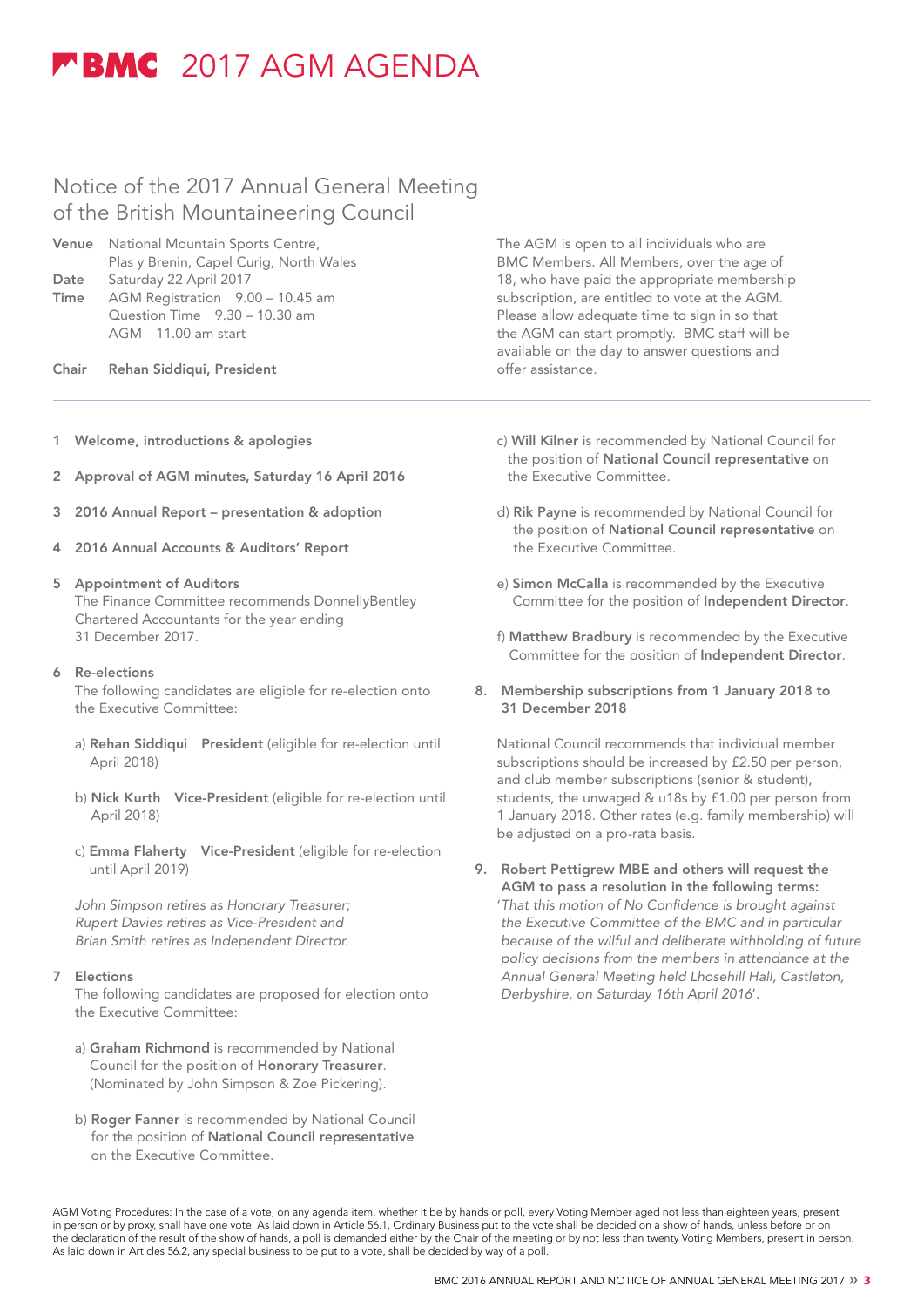# BMC 2017 AGM AGENDA

## Notice of the 2017 Annual General Meeting of the British Mountaineering Council

**Venue** National Mountain Sports Centre, Plas y Brenin, Capel Curig, North Wales
**Date** Saturday 22 April 2017
**Time** AGM Registration 9.00 – 10.45 am
Question Time 9.30 – 10.30 am
AGM 11.00 am start

**Chair** Rehan Siddiqui, President

The AGM is open to all individuals who are BMC Members. All Members, over the age of 18, who have paid the appropriate membership subscription, are entitled to vote at the AGM. Please allow adequate time to sign in so that the AGM can start promptly. BMC staff will be available on the day to answer questions and offer assistance.

1 **Welcome, introductions & apologies**

2 **Approval of AGM minutes, Saturday 16 April 2016**

3 **2016 Annual Report – presentation & adoption**

4 **2016 Annual Accounts & Auditors' Report**

5 **Appointment of Auditors**
The Finance Committee recommends DonnellyBentley Chartered Accountants for the year ending 31 December 2017.

6 **Re-elections**
The following candidates are eligible for re-election onto the Executive Committee:

a) **Rehan Siddiqui President** (eligible for re-election until April 2018)

b) **Nick Kurth Vice-President** (eligible for re-election until April 2018)

c) **Emma Flaherty Vice-President** (eligible for re-election until April 2019)

*John Simpson retires as Honorary Treasurer; Rupert Davies retires as Vice-President and Brian Smith retires as Independent Director.*

7 **Elections**
The following candidates are proposed for election onto the Executive Committee:

a) **Graham Richmond** is recommended by National Council for the position of **Honorary Treasurer**. (Nominated by John Simpson & Zoe Pickering).

b) **Roger Fanner** is recommended by National Council for the position of **National Council representative** on the Executive Committee.

c) **Will Kilner** is recommended by National Council for the position of **National Council representative** on the Executive Committee.

d) **Rik Payne** is recommended by National Council for the position of **National Council representative** on the Executive Committee.

e) **Simon McCalla** is recommended by the Executive Committee for the position of **Independent Director**.

f) **Matthew Bradbury** is recommended by the Executive Committee for the position of **Independent Director**.

8. **Membership subscriptions from 1 January 2018 to 31 December 2018**

National Council recommends that individual member subscriptions should be increased by £2.50 per person, and club member subscriptions (senior & student), students, the unwaged & u18s by £1.00 per person from 1 January 2018. Other rates (e.g. family membership) will be adjusted on a pro-rata basis.

9. **Robert Pettigrew MBE and others will request the AGM to pass a resolution in the following terms:**
'*That this motion of No Confidence is brought against the Executive Committee of the BMC and in particular because of the wilful and deliberate withholding of future policy decisions from the members in attendance at the Annual General Meeting held Lhosehill Hall, Castleton, Derbyshire, on Saturday 16th April 2016*'.

AGM Voting Procedures: In the case of a vote, on any agenda item, whether it be by hands or poll, every Voting Member aged not less than eighteen years, present in person or by proxy, shall have one vote. As laid down in Article 56.1, Ordinary Business put to the vote shall be decided on a show of hands, unless before or on the declaration of the result of the show of hands, a poll is demanded either by the Chair of the meeting or by not less than twenty Voting Members, present in person. As laid down in Articles 56.2, any special business to be put to a vote, shall be decided by way of a poll.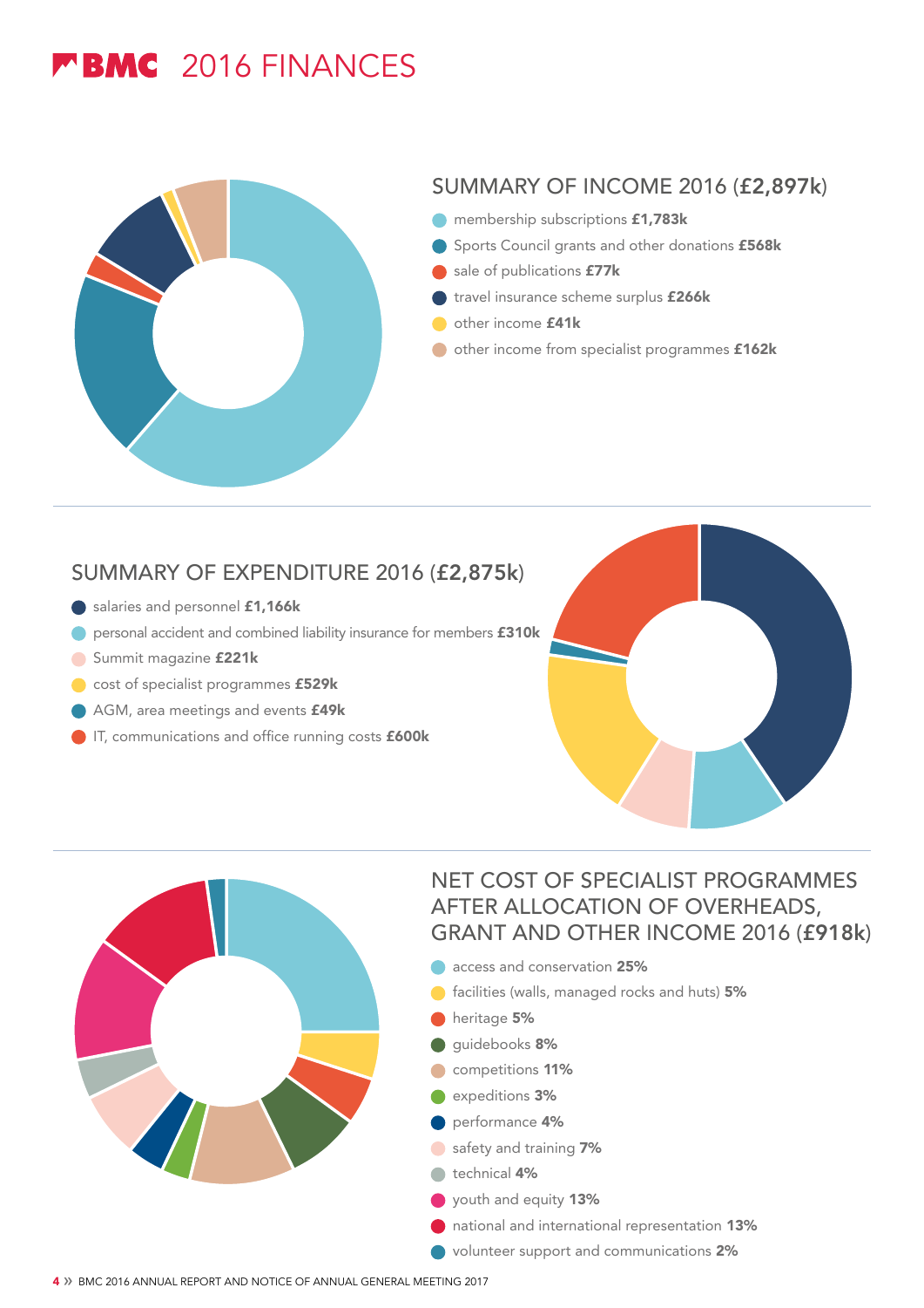# BMC 2016 FINANCES

## SUMMARY OF INCOME 2016 (£2,897k)

- membership subscriptions **£1,783k**
- Sports Council grants and other donations **£568k**
- sale of publications **£77k**
- travel insurance scheme surplus **£266k**
- other income **£41k**
- other income from specialist programmes **£162k**

## SUMMARY OF EXPENDITURE 2016 (£2,875k)

- salaries and personnel **£1,166k**
- personal accident and combined liability insurance for members **£310k**
- Summit magazine **£221k**
- cost of specialist programmes **£529k**
- AGM, area meetings and events **£49k**
- IT, communications and office running costs **£600k**

## NET COST OF SPECIALIST PROGRAMMES AFTER ALLOCATION OF OVERHEADS, GRANT AND OTHER INCOME 2016 (£918k)

- access and conservation **25%**
- facilities (walls, managed rocks and huts) **5%**
- heritage **5%**
- guidebooks **8%**
- competitions **11%**
- expeditions **3%**
- performance **4%**
- safety and training **7%**
- technical **4%**
- youth and equity **13%**
- national and international representation **13%**
- volunteer support and communications **2%**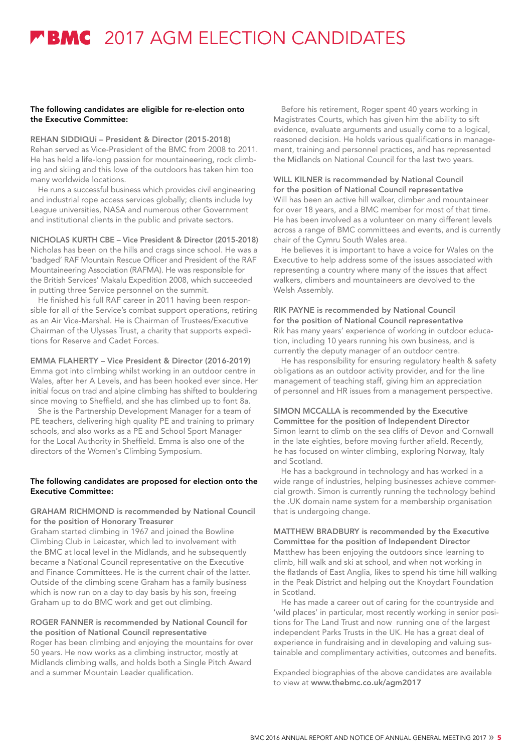# BMC 2017 AGM ELECTION CANDIDATES

**The following candidates are eligible for re-election onto the Executive Committee:**

**REHAN SIDDIQUi – President & Director (2015-2018)**
Rehan served as Vice-President of the BMC from 2008 to 2011. He has held a life-long passion for mountaineering, rock climbing and skiing and this love of the outdoors has taken him too many worldwide locations.

He runs a successful business which provides civil engineering and industrial rope access services globally; clients include Ivy League universities, NASA and numerous other Government and institutional clients in the public and private sectors.

**NICHOLAS KURTH CBE – Vice President & Director (2015-2018)**
Nicholas has been on the hills and crags since school. He was a 'badged' RAF Mountain Rescue Officer and President of the RAF Mountaineering Association (RAFMA). He was responsible for the British Services' Makalu Expedition 2008, which succeeded in putting three Service personnel on the summit.

He finished his full RAF career in 2011 having been responsible for all of the Service's combat support operations, retiring as an Air Vice-Marshal. He is Chairman of Trustees/Executive Chairman of the Ulysses Trust, a charity that supports expeditions for Reserve and Cadet Forces.

**EMMA FLAHERTY – Vice President & Director (2016-2019)**
Emma got into climbing whilst working in an outdoor centre in Wales, after her A Levels, and has been hooked ever since. Her initial focus on trad and alpine climbing has shifted to bouldering since moving to Sheffield, and she has climbed up to font 8a.

She is the Partnership Development Manager for a team of PE teachers, delivering high quality PE and training to primary schools, and also works as a PE and School Sport Manager for the Local Authority in Sheffield. Emma is also one of the directors of the Women's Climbing Symposium.

**The following candidates are proposed for election onto the Executive Committee:**

**GRAHAM RICHMOND is recommended by National Council for the position of Honorary Treasurer**
Graham started climbing in 1967 and joined the Bowline Climbing Club in Leicester, which led to involvement with the BMC at local level in the Midlands, and he subsequently became a National Council representative on the Executive and Finance Committees. He is the current chair of the latter. Outside of the climbing scene Graham has a family business which is now run on a day to day basis by his son, freeing Graham up to do BMC work and get out climbing.

**ROGER FANNER is recommended by National Council for the position of National Council representative**
Roger has been climbing and enjoying the mountains for over 50 years. He now works as a climbing instructor, mostly at Midlands climbing walls, and holds both a Single Pitch Award and a summer Mountain Leader qualification.

Before his retirement, Roger spent 40 years working in Magistrates Courts, which has given him the ability to sift evidence, evaluate arguments and usually come to a logical, reasoned decision. He holds various qualifications in management, training and personnel practices, and has represented the Midlands on National Council for the last two years.

**WILL KILNER is recommended by National Council for the position of National Council representative**
Will has been an active hill walker, climber and mountaineer for over 18 years, and a BMC member for most of that time. He has been involved as a volunteer on many different levels across a range of BMC committees and events, and is currently chair of the Cymru South Wales area.

He believes it is important to have a voice for Wales on the Executive to help address some of the issues associated with representing a country where many of the issues that affect walkers, climbers and mountaineers are devolved to the Welsh Assembly.

**RIK PAYNE is recommended by National Council for the position of National Council representative**
Rik has many years' experience of working in outdoor education, including 10 years running his own business, and is currently the deputy manager of an outdoor centre.

He has responsibility for ensuring regulatory health & safety obligations as an outdoor activity provider, and for the line management of teaching staff, giving him an appreciation of personnel and HR issues from a management perspective.

**SIMON MCCALLA is recommended by the Executive Committee for the position of Independent Director**
Simon learnt to climb on the sea cliffs of Devon and Cornwall in the late eighties, before moving further afield. Recently, he has focused on winter climbing, exploring Norway, Italy and Scotland.

He has a background in technology and has worked in a wide range of industries, helping businesses achieve commercial growth. Simon is currently running the technology behind the .UK domain name system for a membership organisation that is undergoing change.

**MATTHEW BRADBURY is recommended by the Executive Committee for the position of Independent Director**
Matthew has been enjoying the outdoors since learning to climb, hill walk and ski at school, and when not working in the flatlands of East Anglia, likes to spend his time hill walking in the Peak District and helping out the Knoydart Foundation in Scotland.

He has made a career out of caring for the countryside and 'wild places' in particular, most recently working in senior positions for The Land Trust and now running one of the largest independent Parks Trusts in the UK. He has a great deal of experience in fundraising and in developing and valuing sustainable and complimentary activities, outcomes and benefits.

Expanded biographies of the above candidates are available to view at **www.thebmc.co.uk/agm2017**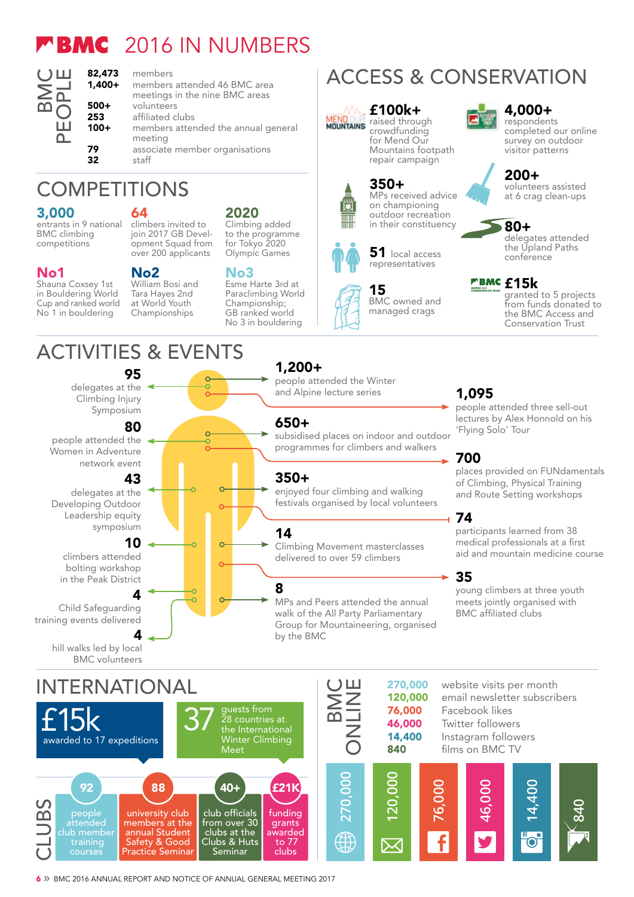# BMC 2016 IN NUMBERS

## BMC PEOPLE

- **82,473** members
- **1,400+** members attended 46 BMC area meetings in the nine BMC areas
- **500+** volunteers
- **253** affiliated clubs
- **100+** members attended the annual general meeting
- **79** associate member organisations
- **32** staff

## COMPETITIONS

**3,000** entrants in 9 national BMC climbing competitions

**64** climbers invited to join 2017 GB Development Squad from over 200 applicants

**2020** Climbing added to the programme for Tokyo 2020 Olympic Games

**No1** Shauna Coxsey 1st in Bouldering World Cup and ranked world No 1 in bouldering

**No2** William Bosi and Tara Hayes 2nd at World Youth Championships

**No3** Esme Harte 3rd at Paraclimbing World Championship; GB ranked world No 3 in bouldering

## ACCESS & CONSERVATION

**£100k+** raised through crowdfunding for Mend Our Mountains footpath repair campaign

**4,000+** respondents completed our online survey on outdoor visitor patterns

**350+** MPs received advice on championing outdoor recreation in their constituency

**200+** volunteers assisted at 6 crag clean-ups

**80+** delegates attended the Upland Paths conference

**51** local access representatives

**15** BMC owned and managed crags

**£15k** granted to 5 projects from funds donated to the BMC Access and Conservation Trust

## ACTIVITIES & EVENTS

**95** delegates at the Climbing Injury Symposium

**80** people attended the Women in Adventure network event

**43** delegates at the Developing Outdoor Leadership equity symposium

**10** climbers attended bolting workshop in the Peak District

**4** Child Safeguarding training events delivered

**4** hill walks led by local BMC volunteers

**1,200+** people attended the Winter and Alpine lecture series

**650+** subsidised places on indoor and outdoor programmes for climbers and walkers

**350+** enjoyed four climbing and walking festivals organised by local volunteers

**14** Climbing Movement masterclasses delivered to over 59 climbers

**8** MPs and Peers attended the annual walk of the All Party Parliamentary Group for Mountaineering, organised by the BMC

**1,095** people attended three sell-out lectures by Alex Honnold on his 'Flying Solo' Tour

**700** places provided on FUNdamentals of Climbing, Physical Training and Route Setting workshops

**74** participants learned from 38 medical professionals at a first aid and mountain medicine course

**35** young climbers at three youth meets jointly organised with BMC affiliated clubs

## INTERNATIONAL

**£15k** awarded to 17 expeditions

**37** guests from 28 countries at the International Winter Climbing Meet

## CLUBS

**92** people attended club member training courses

**88** university club members at the annual Student Safety & Good Practice Seminar

**40+** club officials from over 30 clubs at the Clubs & Huts Seminar

**£21K** funding grants awarded to 77 clubs

## BMC ONLINE

- **270,000** website visits per month
- **120,000** email newsletter subscribers
- **76,000** Facebook likes
- **46,000** Twitter followers
- **14,400** Instagram followers
- **840** films on BMC TV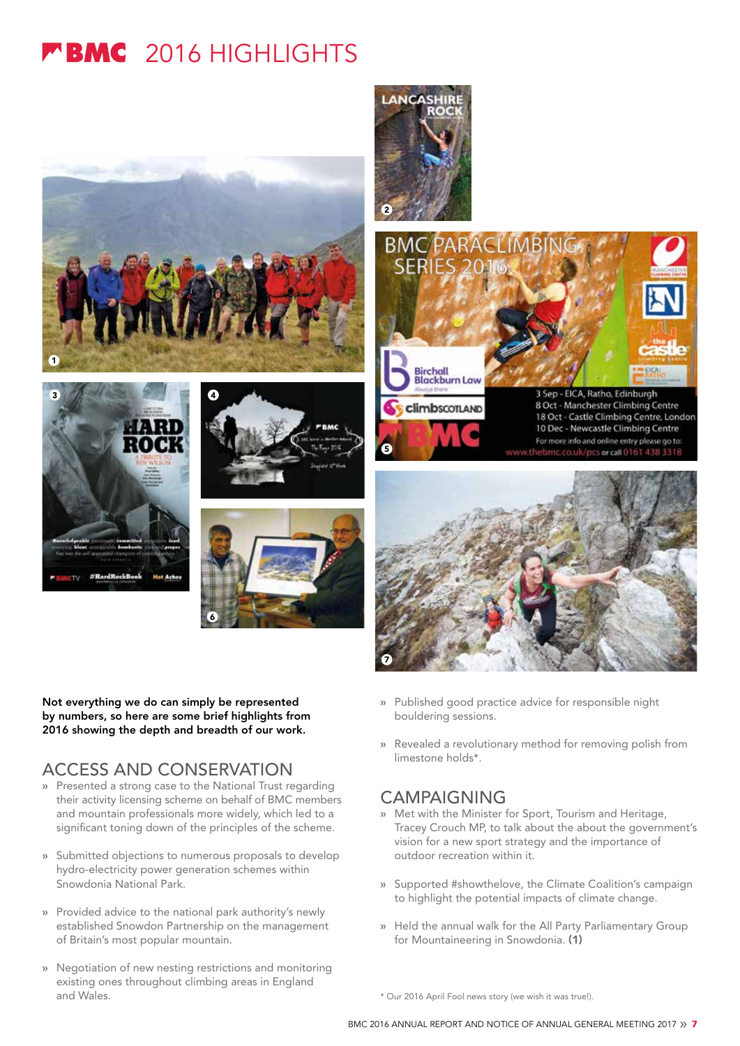# BMC 2016 HIGHLIGHTS

**Not everything we do can simply be represented by numbers, so here are some brief highlights from 2016 showing the depth and breadth of our work.**

## ACCESS AND CONSERVATION

- Presented a strong case to the National Trust regarding their activity licensing scheme on behalf of BMC members and mountain professionals more widely, which led to a significant toning down of the principles of the scheme.
- Submitted objections to numerous proposals to develop hydro-electricity power generation schemes within Snowdonia National Park.
- Provided advice to the national park authority's newly established Snowdon Partnership on the management of Britain's most popular mountain.
- Negotiation of new nesting restrictions and monitoring existing ones throughout climbing areas in England and Wales.
- Published good practice advice for responsible night bouldering sessions.
- Revealed a revolutionary method for removing polish from limestone holds*.

## CAMPAIGNING

- Met with the Minister for Sport, Tourism and Heritage, Tracey Crouch MP, to talk about the about the government's vision for a new sport strategy and the importance of outdoor recreation within it.
- Supported #showthelove, the Climate Coalition's campaign to highlight the potential impacts of climate change.
- Held the annual walk for the All Party Parliamentary Group for Mountaineering in Snowdonia. **(1)**

\* Our 2016 April Fool news story (we wish it was true!).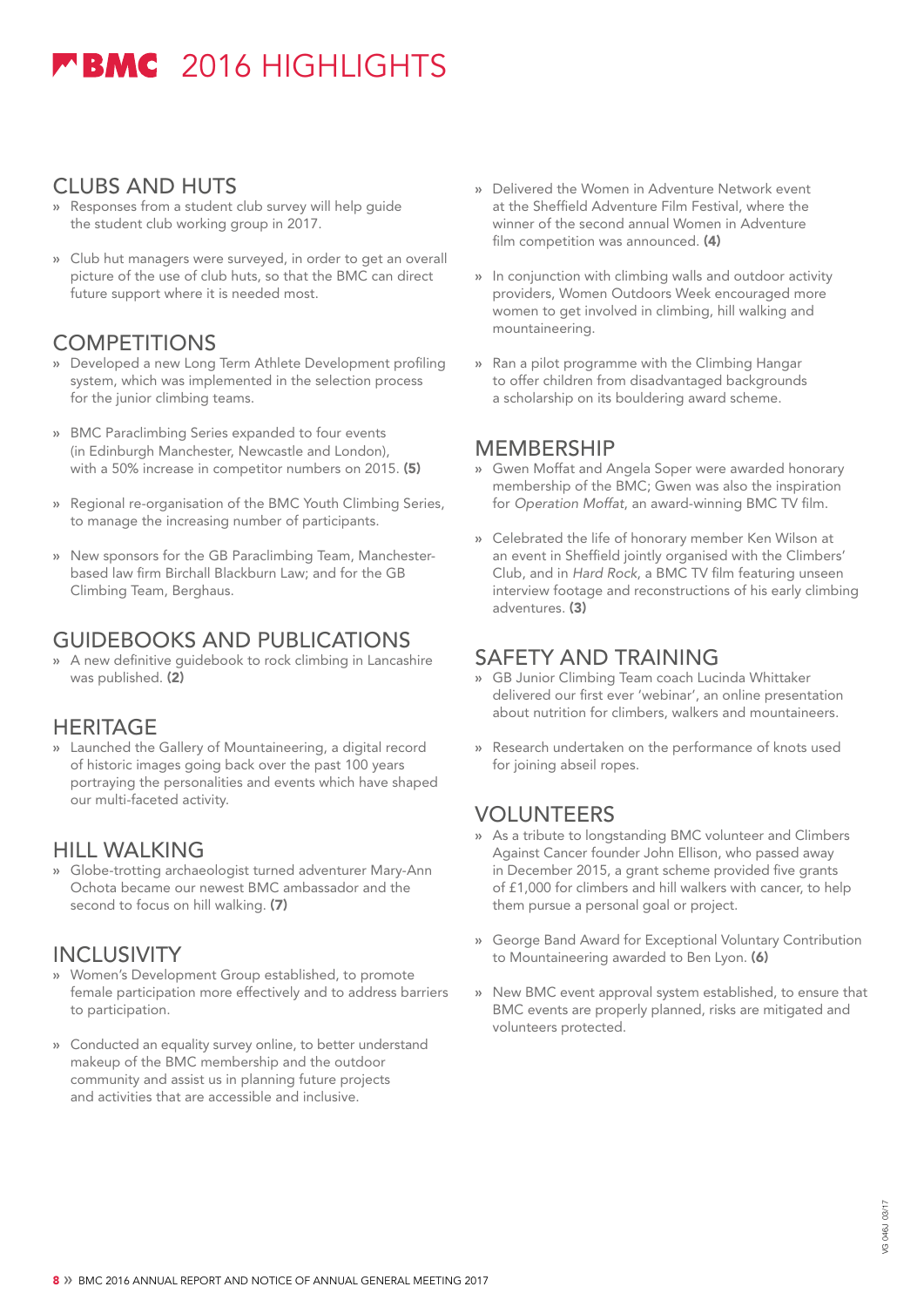# BMC 2016 HIGHLIGHTS

## CLUBS AND HUTS

- Responses from a student club survey will help guide the student club working group in 2017.
- Club hut managers were surveyed, in order to get an overall picture of the use of club huts, so that the BMC can direct future support where it is needed most.

## COMPETITIONS

- Developed a new Long Term Athlete Development profiling system, which was implemented in the selection process for the junior climbing teams.
- BMC Paraclimbing Series expanded to four events (in Edinburgh Manchester, Newcastle and London), with a 50% increase in competitor numbers on 2015. **(5)**
- Regional re-organisation of the BMC Youth Climbing Series, to manage the increasing number of participants.
- New sponsors for the GB Paraclimbing Team, Manchester-based law firm Birchall Blackburn Law; and for the GB Climbing Team, Berghaus.

## GUIDEBOOKS AND PUBLICATIONS

- A new definitive guidebook to rock climbing in Lancashire was published. **(2)**

## HERITAGE

- Launched the Gallery of Mountaineering, a digital record of historic images going back over the past 100 years portraying the personalities and events which have shaped our multi-faceted activity.

## HILL WALKING

- Globe-trotting archaeologist turned adventurer Mary-Ann Ochota became our newest BMC ambassador and the second to focus on hill walking. **(7)**

## INCLUSIVITY

- Women's Development Group established, to promote female participation more effectively and to address barriers to participation.
- Conducted an equality survey online, to better understand makeup of the BMC membership and the outdoor community and assist us in planning future projects and activities that are accessible and inclusive.
- Delivered the Women in Adventure Network event at the Sheffield Adventure Film Festival, where the winner of the second annual Women in Adventure film competition was announced. **(4)**
- In conjunction with climbing walls and outdoor activity providers, Women Outdoors Week encouraged more women to get involved in climbing, hill walking and mountaineering.
- Ran a pilot programme with the Climbing Hangar to offer children from disadvantaged backgrounds a scholarship on its bouldering award scheme.

## MEMBERSHIP

- Gwen Moffat and Angela Soper were awarded honorary membership of the BMC; Gwen was also the inspiration for *Operation Moffat*, an award-winning BMC TV film.
- Celebrated the life of honorary member Ken Wilson at an event in Sheffield jointly organised with the Climbers' Club, and in *Hard Rock*, a BMC TV film featuring unseen interview footage and reconstructions of his early climbing adventures. **(3)**

## SAFETY AND TRAINING

- GB Junior Climbing Team coach Lucinda Whittaker delivered our first ever 'webinar', an online presentation about nutrition for climbers, walkers and mountaineers.
- Research undertaken on the performance of knots used for joining abseil ropes.

## VOLUNTEERS

- As a tribute to longstanding BMC volunteer and Climbers Against Cancer founder John Ellison, who passed away in December 2015, a grant scheme provided five grants of £1,000 for climbers and hill walkers with cancer, to help them pursue a personal goal or project.
- George Band Award for Exceptional Voluntary Contribution to Mountaineering awarded to Ben Lyon. **(6)**
- New BMC event approval system established, to ensure that BMC events are properly planned, risks are mitigated and volunteers protected.

VG 046J 03/17